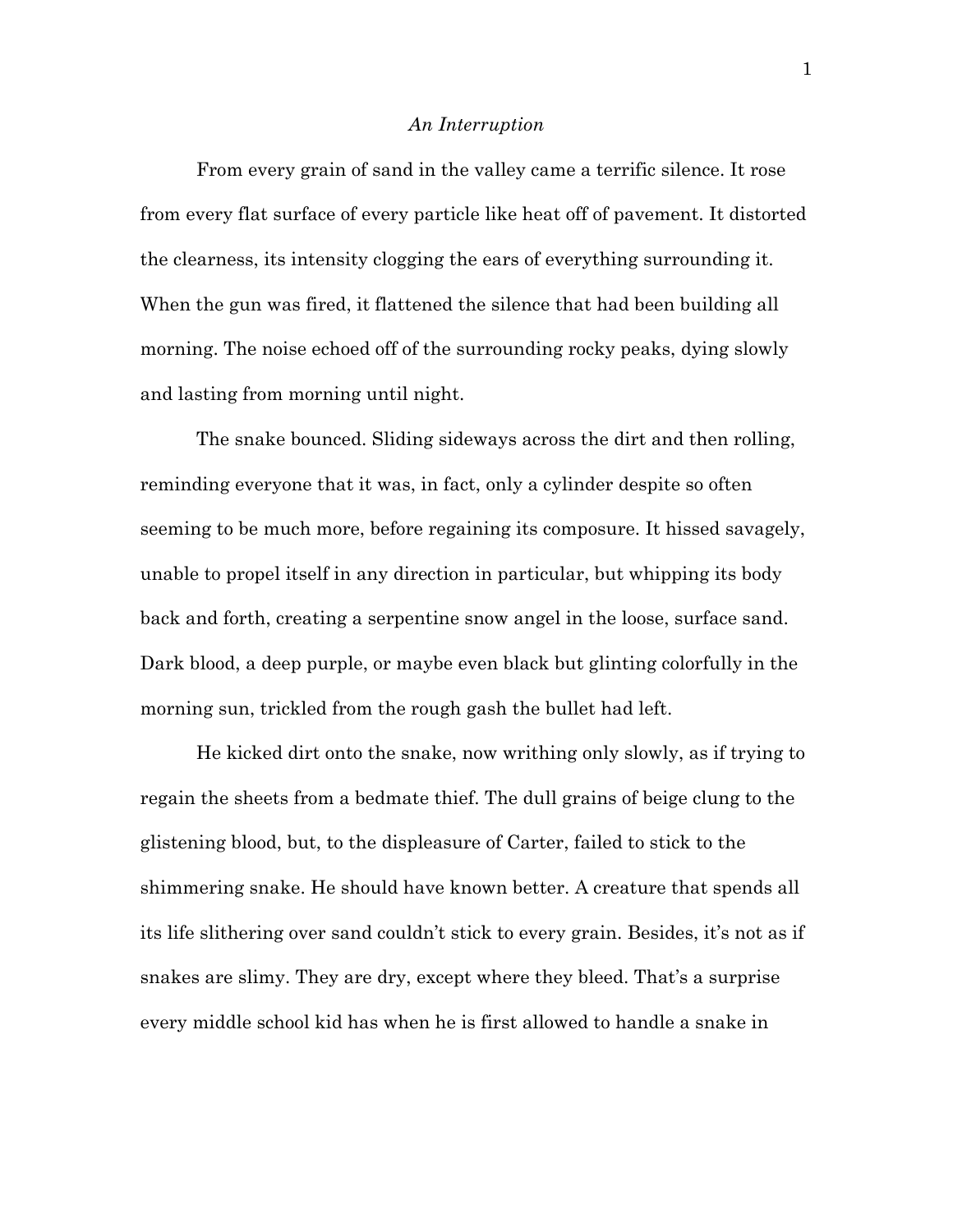*An Interruption*

From every grain of sand in the valley came a terrific silence. It rose from every flat surface of every particle like heat off of pavement. It distorted the clearness, its intensity clogging the ears of everything surrounding it. When the gun was fired, it flattened the silence that had been building all morning. The noise echoed off of the surrounding rocky peaks, dying slowly and lasting from morning until night.

The snake bounced. Sliding sideways across the dirt and then rolling, reminding everyone that it was, in fact, only a cylinder despite so often seeming to be much more, before regaining its composure. It hissed savagely, unable to propel itself in any direction in particular, but whipping its body back and forth, creating a serpentine snow angel in the loose, surface sand. Dark blood, a deep purple, or maybe even black but glinting colorfully in the morning sun, trickled from the rough gash the bullet had left.

He kicked dirt onto the snake, now writhing only slowly, as if trying to regain the sheets from a bedmate thief. The dull grains of beige clung to the glistening blood, but, to the displeasure of Carter, failed to stick to the shimmering snake. He should have known better. A creature that spends all its life slithering over sand couldn't stick to every grain. Besides, it's not as if snakes are slimy. They are dry, except where they bleed. That's a surprise every middle school kid has when he is first allowed to handle a snake in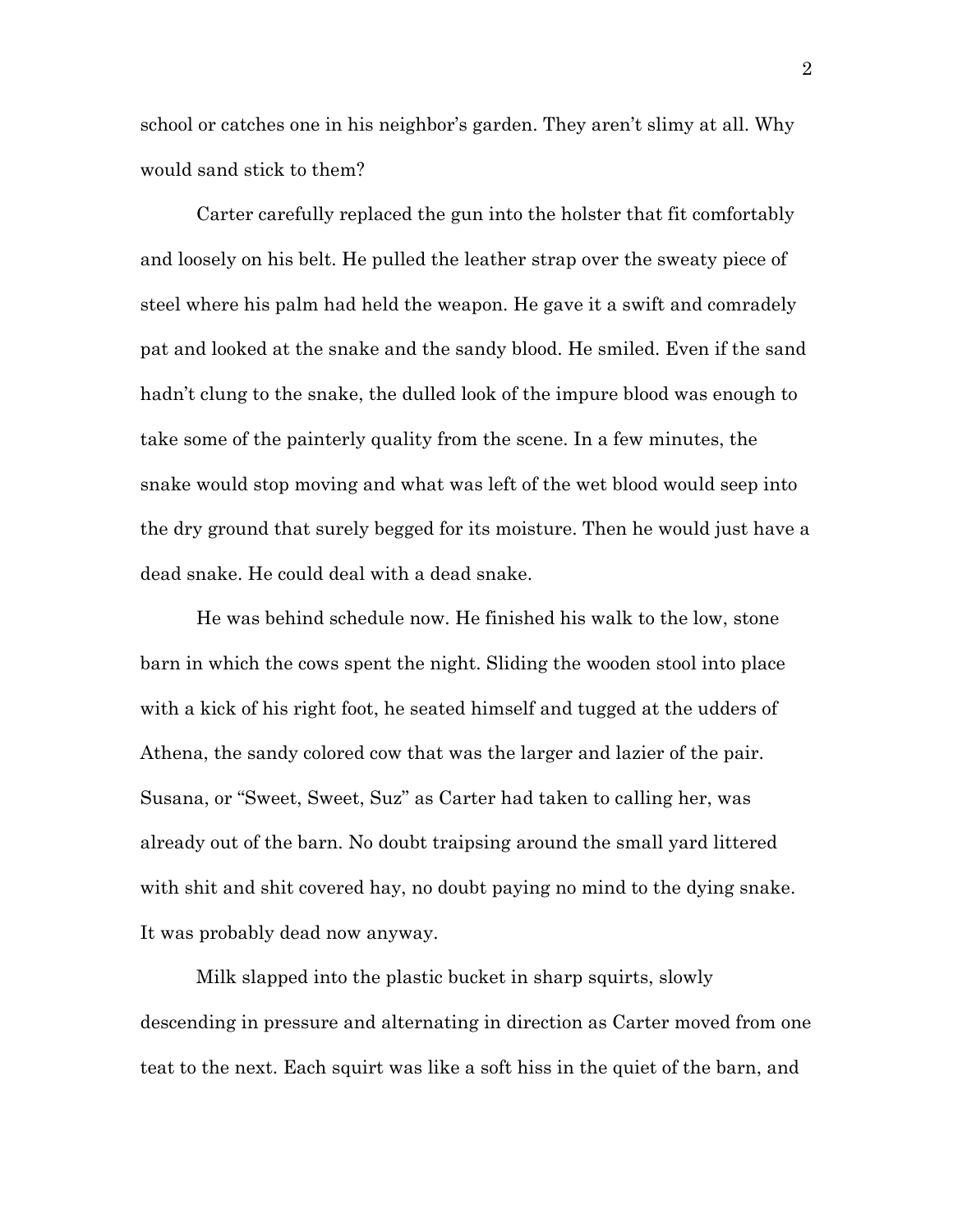school or catches one in his neighbor's garden. They aren't slimy at all. Why would sand stick to them?

Carter carefully replaced the gun into the holster that fit comfortably and loosely on his belt. He pulled the leather strap over the sweaty piece of steel where his palm had held the weapon. He gave it a swift and comradely pat and looked at the snake and the sandy blood. He smiled. Even if the sand hadn't clung to the snake, the dulled look of the impure blood was enough to take some of the painterly quality from the scene. In a few minutes, the snake would stop moving and what was left of the wet blood would seep into the dry ground that surely begged for its moisture. Then he would just have a dead snake. He could deal with a dead snake.

He was behind schedule now. He finished his walk to the low, stone barn in which the cows spent the night. Sliding the wooden stool into place with a kick of his right foot, he seated himself and tugged at the udders of Athena, the sandy colored cow that was the larger and lazier of the pair. Susana, or "Sweet, Sweet, Suz" as Carter had taken to calling her, was already out of the barn. No doubt traipsing around the small yard littered with shit and shit covered hay, no doubt paying no mind to the dying snake. It was probably dead now anyway.

Milk slapped into the plastic bucket in sharp squirts, slowly descending in pressure and alternating in direction as Carter moved from one teat to the next. Each squirt was like a soft hiss in the quiet of the barn, and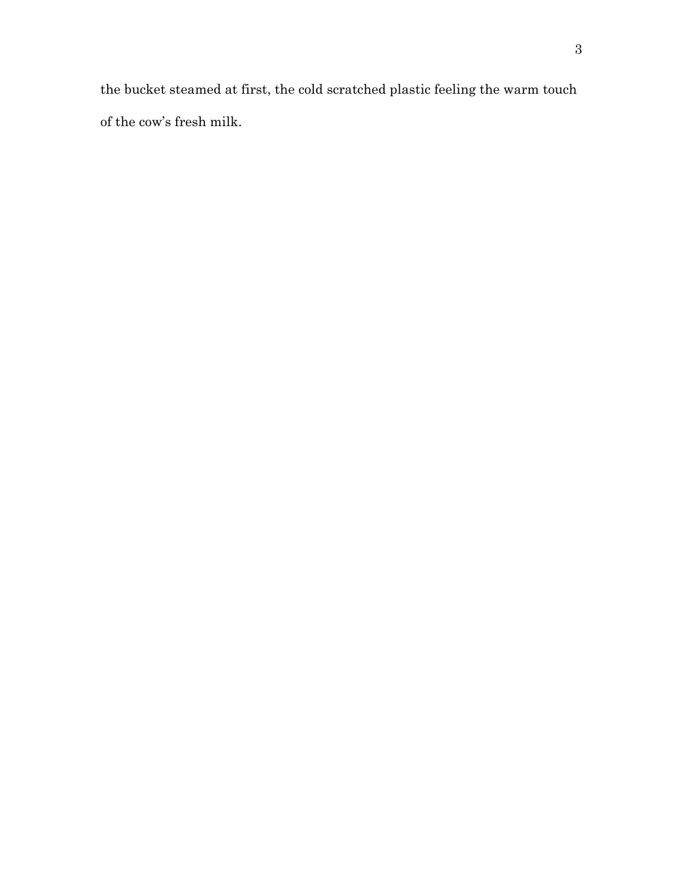the bucket steamed at first, the cold scratched plastic feeling the warm touch of the cow's fresh milk.